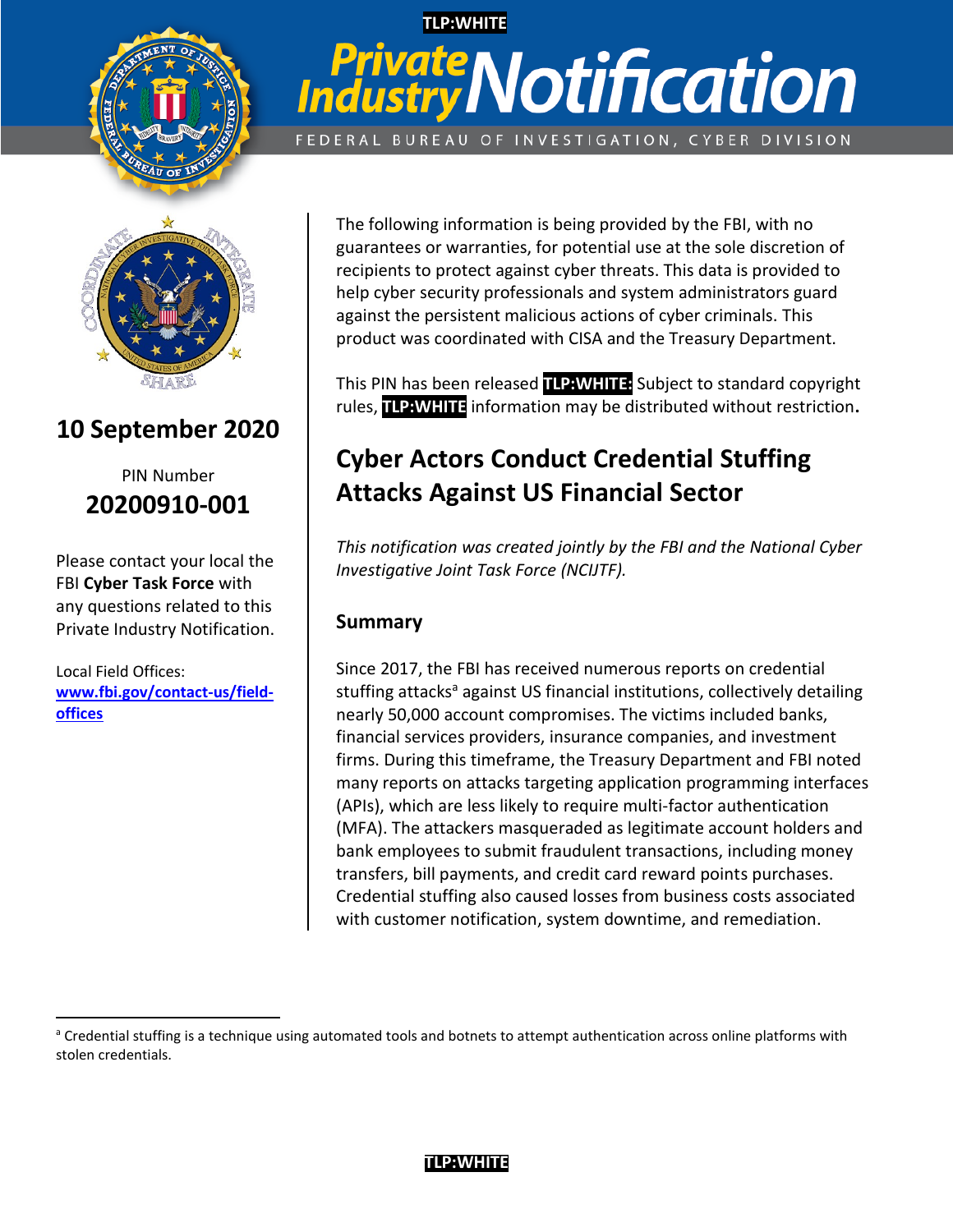TLP:WHITE

# Private Industry Notification

FEDERAL BUREAU OF INVESTIGATION, CYBER DIVISION

**10 September 2020**

PIN Number
**20200910-001**

Please contact your local the FBI **Cyber Task Force** with any questions related to this Private Industry Notification.

Local Field Offices: www.fbi.gov/contact-us/field-offices

The following information is being provided by the FBI, with no guarantees or warranties, for potential use at the sole discretion of recipients to protect against cyber threats. This data is provided to help cyber security professionals and system administrators guard against the persistent malicious actions of cyber criminals. This product was coordinated with CISA and the Treasury Department.

This PIN has been released **TLP:WHITE:** Subject to standard copyright rules, **TLP:WHITE** information may be distributed without restriction.

## Cyber Actors Conduct Credential Stuffing Attacks Against US Financial Sector

*This notification was created jointly by the FBI and the National Cyber Investigative Joint Task Force (NCIJTF).*

### Summary

Since 2017, the FBI has received numerous reports on credential stuffing attacks[a] against US financial institutions, collectively detailing nearly 50,000 account compromises. The victims included banks, financial services providers, insurance companies, and investment firms. During this timeframe, the Treasury Department and FBI noted many reports on attacks targeting application programming interfaces (APIs), which are less likely to require multi-factor authentication (MFA). The attackers masqueraded as legitimate account holders and bank employees to submit fraudulent transactions, including money transfers, bill payments, and credit card reward points purchases. Credential stuffing also caused losses from business costs associated with customer notification, system downtime, and remediation.

[a] Credential stuffing is a technique using automated tools and botnets to attempt authentication across online platforms with stolen credentials.

TLP:WHITE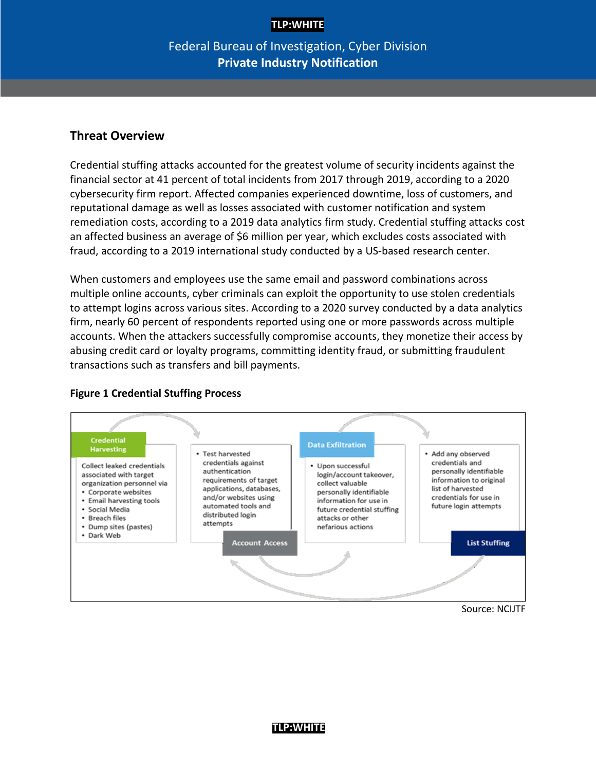## Threat Overview

Credential stuffing attacks accounted for the greatest volume of security incidents against the financial sector at 41 percent of total incidents from 2017 through 2019, according to a 2020 cybersecurity firm report. Affected companies experienced downtime, loss of customers, and reputational damage as well as losses associated with customer notification and system remediation costs, according to a 2019 data analytics firm study. Credential stuffing attacks cost an affected business an average of $6 million per year, which excludes costs associated with fraud, according to a 2019 international study conducted by a US-based research center.

When customers and employees use the same email and password combinations across multiple online accounts, cyber criminals can exploit the opportunity to use stolen credentials to attempt logins across various sites. According to a 2020 survey conducted by a data analytics firm, nearly 60 percent of respondents reported using one or more passwords across multiple accounts. When the attackers successfully compromise accounts, they monetize their access by abusing credit card or loyalty programs, committing identity fraud, or submitting fraudulent transactions such as transfers and bill payments.

**Figure 1 Credential Stuffing Process**

**Credential Harvesting**

Collect leaked credentials associated with target organization personnel via
- Corporate websites
- Email harvesting tools
- Social Media
- Breach files
- Dump sites (pastes)
- Dark Web

**Account Access**

- Test harvested credentials against authentication requirements of target applications, databases, and/or websites using automated tools and distributed login attempts

**Data Exfiltration**

- Upon successful login/account takeover, collect valuable personally identifiable information for use in future credential stuffing attacks or other nefarious actions

**List Stuffing**

- Add any observed credentials and personally identifiable information to original list of harvested credentials for use in future login attempts

Source: NCIJTF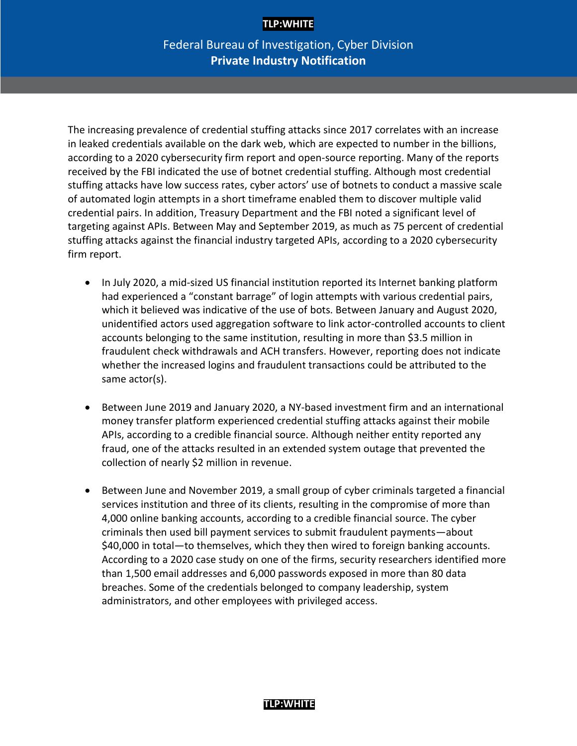The increasing prevalence of credential stuffing attacks since 2017 correlates with an increase in leaked credentials available on the dark web, which are expected to number in the billions, according to a 2020 cybersecurity firm report and open-source reporting. Many of the reports received by the FBI indicated the use of botnet credential stuffing. Although most credential stuffing attacks have low success rates, cyber actors' use of botnets to conduct a massive scale of automated login attempts in a short timeframe enabled them to discover multiple valid credential pairs. In addition, Treasury Department and the FBI noted a significant level of targeting against APIs. Between May and September 2019, as much as 75 percent of credential stuffing attacks against the financial industry targeted APIs, according to a 2020 cybersecurity firm report.

- In July 2020, a mid-sized US financial institution reported its Internet banking platform had experienced a "constant barrage" of login attempts with various credential pairs, which it believed was indicative of the use of bots. Between January and August 2020, unidentified actors used aggregation software to link actor-controlled accounts to client accounts belonging to the same institution, resulting in more than $3.5 million in fraudulent check withdrawals and ACH transfers. However, reporting does not indicate whether the increased logins and fraudulent transactions could be attributed to the same actor(s).

- Between June 2019 and January 2020, a NY-based investment firm and an international money transfer platform experienced credential stuffing attacks against their mobile APIs, according to a credible financial source. Although neither entity reported any fraud, one of the attacks resulted in an extended system outage that prevented the collection of nearly $2 million in revenue.

- Between June and November 2019, a small group of cyber criminals targeted a financial services institution and three of its clients, resulting in the compromise of more than 4,000 online banking accounts, according to a credible financial source. The cyber criminals then used bill payment services to submit fraudulent payments—about $40,000 in total—to themselves, which they then wired to foreign banking accounts. According to a 2020 case study on one of the firms, security researchers identified more than 1,500 email addresses and 6,000 passwords exposed in more than 80 data breaches. Some of the credentials belonged to company leadership, system administrators, and other employees with privileged access.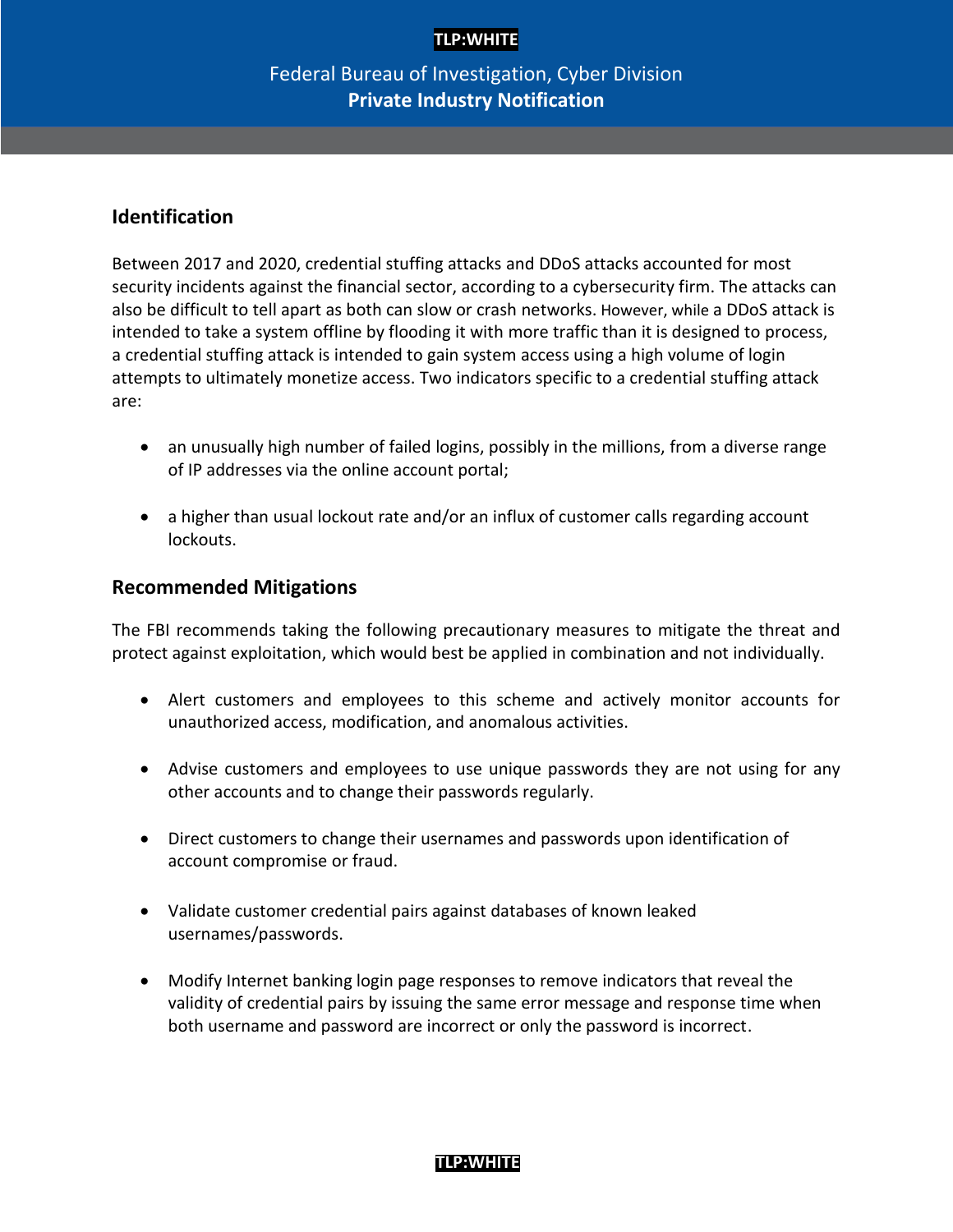## Identification

Between 2017 and 2020, credential stuffing attacks and DDoS attacks accounted for most security incidents against the financial sector, according to a cybersecurity firm. The attacks can also be difficult to tell apart as both can slow or crash networks. However, while a DDoS attack is intended to take a system offline by flooding it with more traffic than it is designed to process, a credential stuffing attack is intended to gain system access using a high volume of login attempts to ultimately monetize access. Two indicators specific to a credential stuffing attack are:

- an unusually high number of failed logins, possibly in the millions, from a diverse range of IP addresses via the online account portal;
- a higher than usual lockout rate and/or an influx of customer calls regarding account lockouts.

## Recommended Mitigations

The FBI recommends taking the following precautionary measures to mitigate the threat and protect against exploitation, which would best be applied in combination and not individually.

- Alert customers and employees to this scheme and actively monitor accounts for unauthorized access, modification, and anomalous activities.
- Advise customers and employees to use unique passwords they are not using for any other accounts and to change their passwords regularly.
- Direct customers to change their usernames and passwords upon identification of account compromise or fraud.
- Validate customer credential pairs against databases of known leaked usernames/passwords.
- Modify Internet banking login page responses to remove indicators that reveal the validity of credential pairs by issuing the same error message and response time when both username and password are incorrect or only the password is incorrect.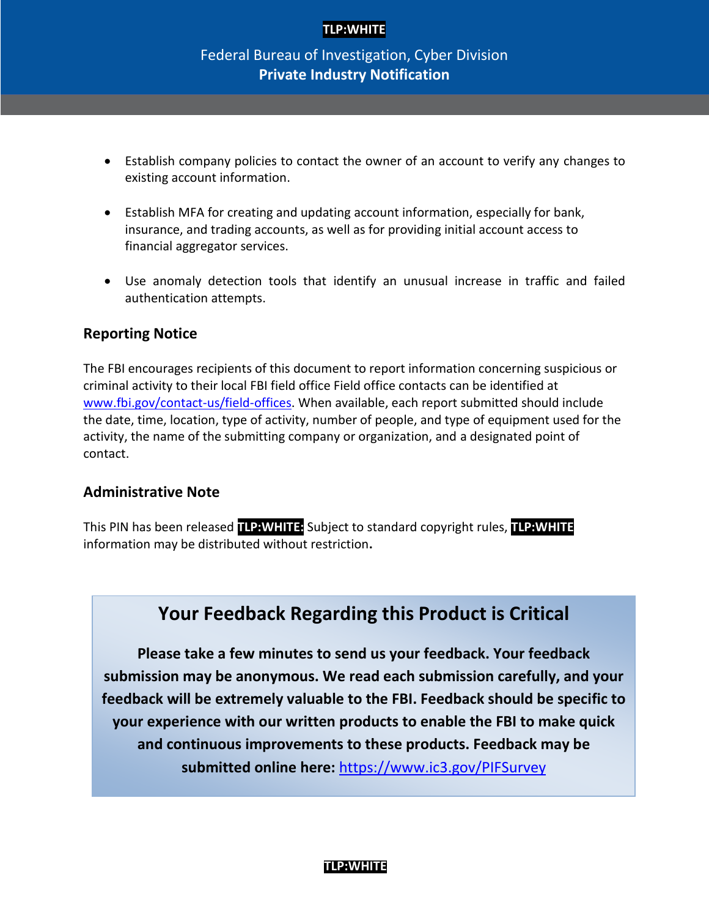- Establish company policies to contact the owner of an account to verify any changes to existing account information.

- Establish MFA for creating and updating account information, especially for bank, insurance, and trading accounts, as well as for providing initial account access to financial aggregator services.

- Use anomaly detection tools that identify an unusual increase in traffic and failed authentication attempts.

### Reporting Notice

The FBI encourages recipients of this document to report information concerning suspicious or criminal activity to their local FBI field office Field office contacts can be identified at www.fbi.gov/contact-us/field-offices. When available, each report submitted should include the date, time, location, type of activity, number of people, and type of equipment used for the activity, the name of the submitting company or organization, and a designated point of contact.

### Administrative Note

This PIN has been released **TLP:WHITE:** Subject to standard copyright rules, **TLP:WHITE** information may be distributed without restriction.

## Your Feedback Regarding this Product is Critical

**Please take a few minutes to send us your feedback. Your feedback submission may be anonymous. We read each submission carefully, and your feedback will be extremely valuable to the FBI. Feedback should be specific to your experience with our written products to enable the FBI to make quick and continuous improvements to these products. Feedback may be submitted online here:** https://www.ic3.gov/PIFSurvey